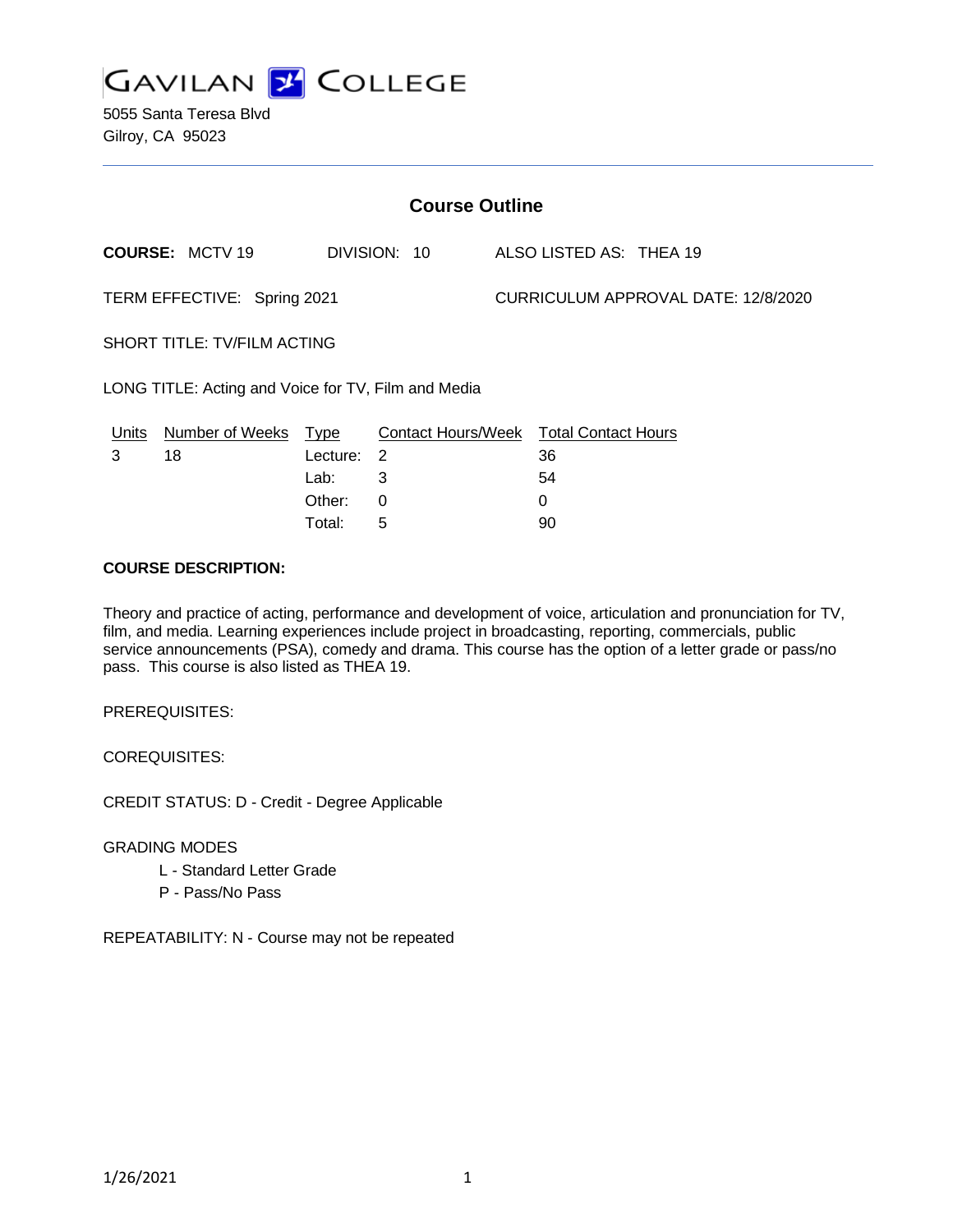GAVILAN COLLEGE

5055 Santa Teresa Blvd
Gilroy, CA 95023

## Course Outline

**COURSE:** MCTV 19 DIVISION: 10 ALSO LISTED AS: THEA 19

TERM EFFECTIVE: Spring 2021 CURRICULUM APPROVAL DATE: 12/8/2020

SHORT TITLE: TV/FILM ACTING

LONG TITLE: Acting and Voice for TV, Film and Media

| Units | Number of Weeks | Type | Contact Hours/Week | Total Contact Hours |
|---|---|---|---|---|
| 3 | 18 | Lecture: | 2 | 36 |
| | | Lab: | 3 | 54 |
| | | Other: | 0 | 0 |
| | | Total: | 5 | 90 |

**COURSE DESCRIPTION:**

Theory and practice of acting, performance and development of voice, articulation and pronunciation for TV, film, and media. Learning experiences include project in broadcasting, reporting, commercials, public service announcements (PSA), comedy and drama. This course has the option of a letter grade or pass/no pass. This course is also listed as THEA 19.

PREREQUISITES:

COREQUISITES:

CREDIT STATUS: D - Credit - Degree Applicable

GRADING MODES

- L - Standard Letter Grade
- P - Pass/No Pass

REPEATABILITY: N - Course may not be repeated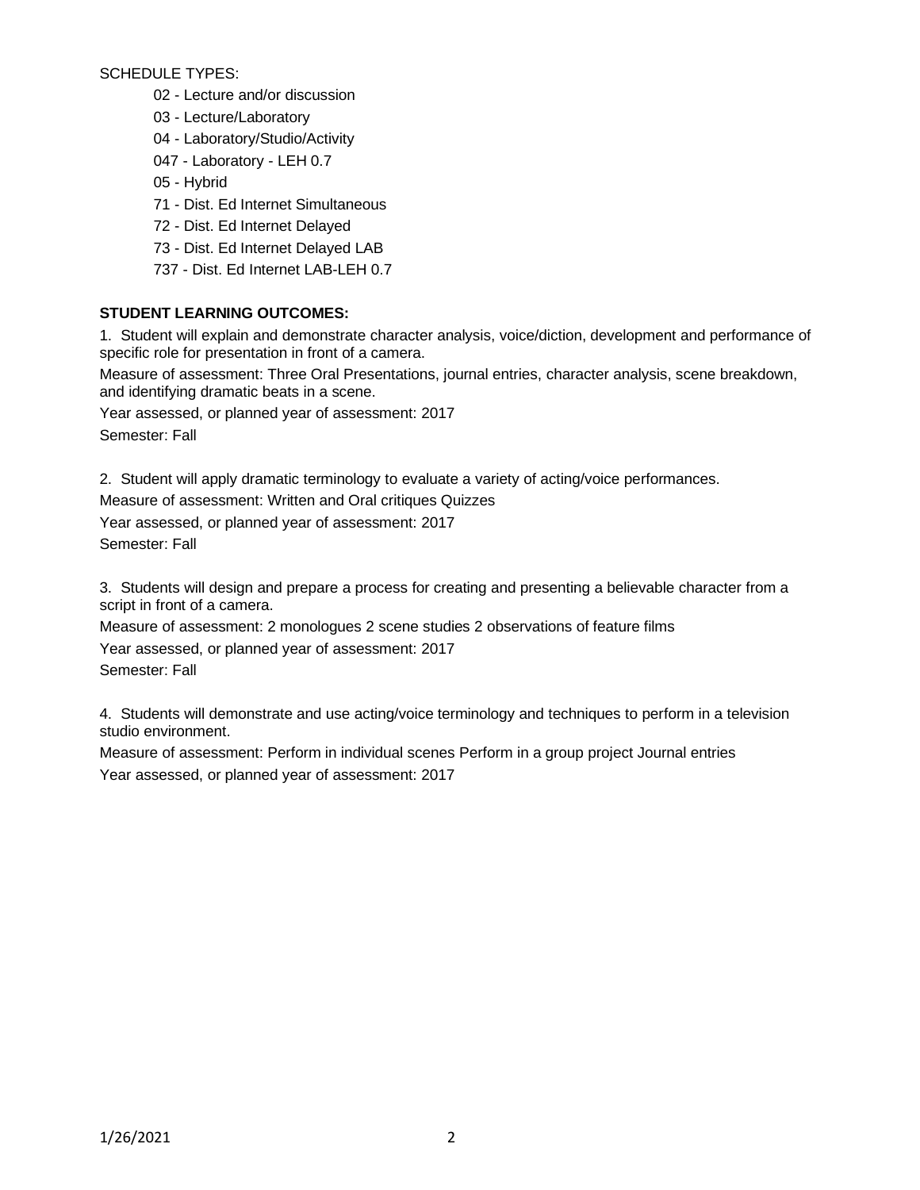SCHEDULE TYPES:

- 02 - Lecture and/or discussion
- 03 - Lecture/Laboratory
- 04 - Laboratory/Studio/Activity
- 047 - Laboratory - LEH 0.7
- 05 - Hybrid
- 71 - Dist. Ed Internet Simultaneous
- 72 - Dist. Ed Internet Delayed
- 73 - Dist. Ed Internet Delayed LAB
- 737 - Dist. Ed Internet LAB-LEH 0.7

**STUDENT LEARNING OUTCOMES:**

1. Student will explain and demonstrate character analysis, voice/diction, development and performance of specific role for presentation in front of a camera.

Measure of assessment: Three Oral Presentations, journal entries, character analysis, scene breakdown, and identifying dramatic beats in a scene.

Year assessed, or planned year of assessment: 2017

Semester: Fall

2. Student will apply dramatic terminology to evaluate a variety of acting/voice performances.

Measure of assessment: Written and Oral critiques Quizzes

Year assessed, or planned year of assessment: 2017

Semester: Fall

3. Students will design and prepare a process for creating and presenting a believable character from a script in front of a camera.

Measure of assessment: 2 monologues 2 scene studies 2 observations of feature films

Year assessed, or planned year of assessment: 2017

Semester: Fall

4. Students will demonstrate and use acting/voice terminology and techniques to perform in a television studio environment.

Measure of assessment: Perform in individual scenes Perform in a group project Journal entries

Year assessed, or planned year of assessment: 2017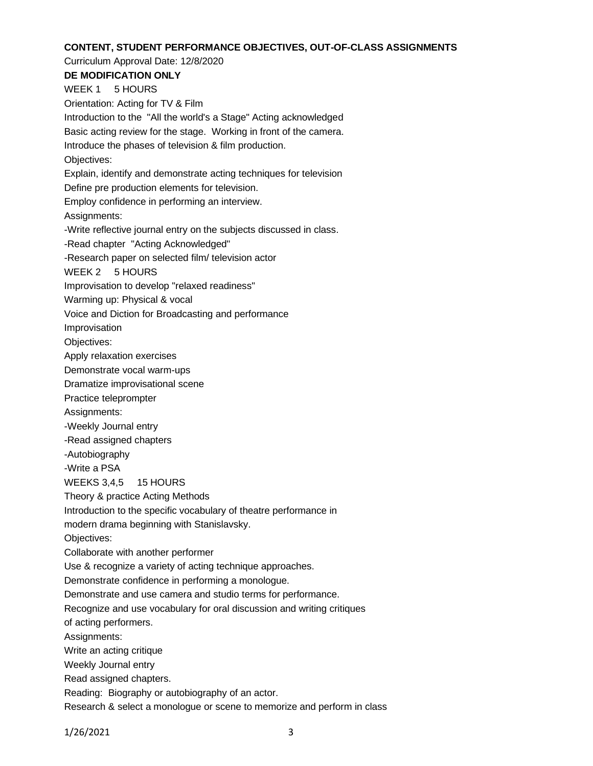**CONTENT, STUDENT PERFORMANCE OBJECTIVES, OUT-OF-CLASS ASSIGNMENTS**

Curriculum Approval Date: 12/8/2020

**DE MODIFICATION ONLY**

WEEK 1 5 HOURS

Orientation: Acting for TV & Film

Introduction to the "All the world's a Stage" Acting acknowledged

Basic acting review for the stage. Working in front of the camera.

Introduce the phases of television & film production.

Objectives:

Explain, identify and demonstrate acting techniques for television

Define pre production elements for television.

Employ confidence in performing an interview.

Assignments:

-Write reflective journal entry on the subjects discussed in class.

-Read chapter "Acting Acknowledged"

-Research paper on selected film/ television actor

WEEK 2 5 HOURS

Improvisation to develop "relaxed readiness"

Warming up: Physical & vocal

Voice and Diction for Broadcasting and performance

Improvisation

Objectives:

Apply relaxation exercises

Demonstrate vocal warm-ups

Dramatize improvisational scene

Practice teleprompter

Assignments:

-Weekly Journal entry

-Read assigned chapters

-Autobiography

-Write a PSA

WEEKS 3,4,5 15 HOURS

Theory & practice Acting Methods

Introduction to the specific vocabulary of theatre performance in modern drama beginning with Stanislavsky.

Objectives:

Collaborate with another performer

Use & recognize a variety of acting technique approaches.

Demonstrate confidence in performing a monologue.

Demonstrate and use camera and studio terms for performance.

Recognize and use vocabulary for oral discussion and writing critiques of acting performers.

Assignments:

Write an acting critique

Weekly Journal entry

Read assigned chapters.

Reading: Biography or autobiography of an actor.

Research & select a monologue or scene to memorize and perform in class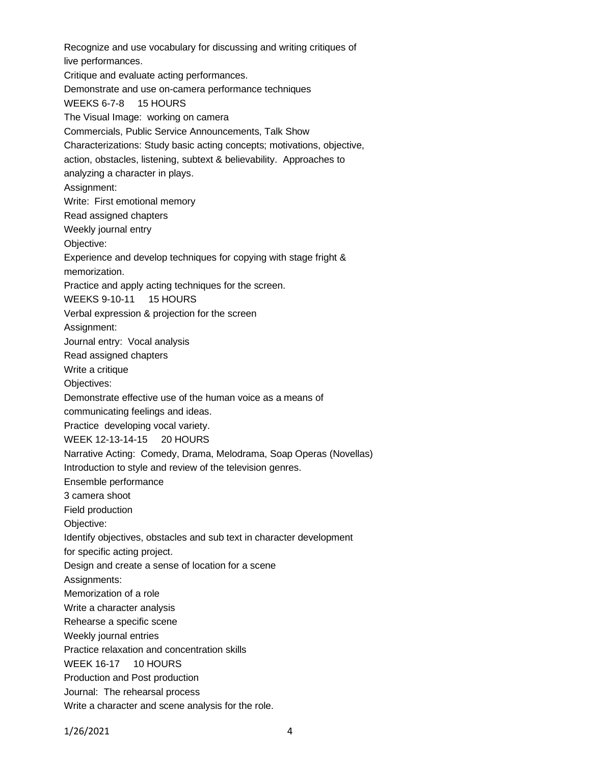Recognize and use vocabulary for discussing and writing critiques of live performances.

Critique and evaluate acting performances.

Demonstrate and use on-camera performance techniques

WEEKS 6-7-8 15 HOURS

The Visual Image: working on camera

Commercials, Public Service Announcements, Talk Show

Characterizations: Study basic acting concepts; motivations, objective, action, obstacles, listening, subtext & believability. Approaches to analyzing a character in plays.

Assignment:

Write: First emotional memory

Read assigned chapters

Weekly journal entry

Objective:

Experience and develop techniques for copying with stage fright & memorization.

Practice and apply acting techniques for the screen.

WEEKS 9-10-11 15 HOURS

Verbal expression & projection for the screen

Assignment:

Journal entry: Vocal analysis

Read assigned chapters

Write a critique

Objectives:

Demonstrate effective use of the human voice as a means of communicating feelings and ideas.

Practice developing vocal variety.

WEEK 12-13-14-15 20 HOURS

Narrative Acting: Comedy, Drama, Melodrama, Soap Operas (Novellas)

Introduction to style and review of the television genres.

Ensemble performance

3 camera shoot

Field production

Objective:

Identify objectives, obstacles and sub text in character development for specific acting project.

Design and create a sense of location for a scene

Assignments:

Memorization of a role

Write a character analysis

Rehearse a specific scene

Weekly journal entries

Practice relaxation and concentration skills

WEEK 16-17 10 HOURS

Production and Post production

Journal: The rehearsal process

Write a character and scene analysis for the role.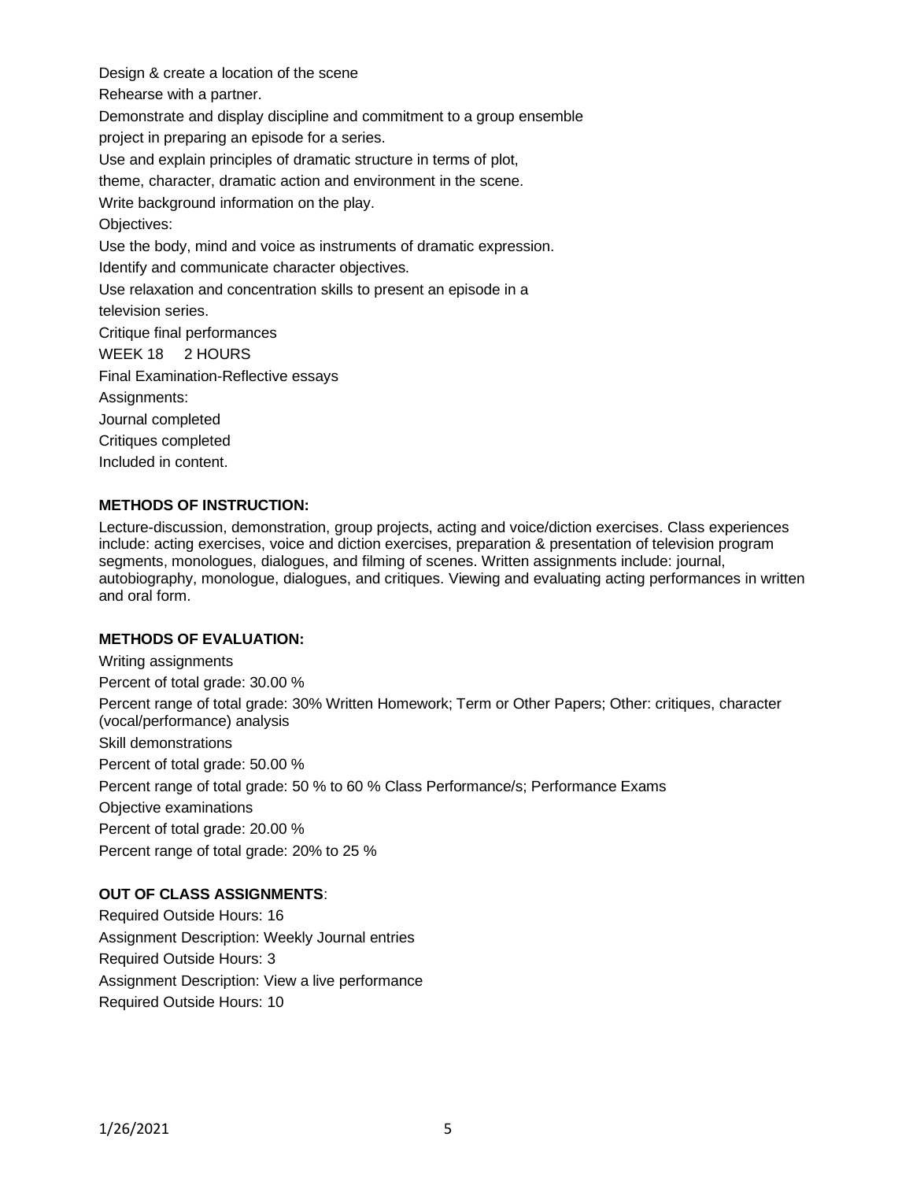Design & create a location of the scene

Rehearse with a partner.

Demonstrate and display discipline and commitment to a group ensemble project in preparing an episode for a series.

Use and explain principles of dramatic structure in terms of plot, theme, character, dramatic action and environment in the scene.

Write background information on the play.

Objectives:

Use the body, mind and voice as instruments of dramatic expression.

Identify and communicate character objectives.

Use relaxation and concentration skills to present an episode in a television series.

Critique final performances

WEEK 18 2 HOURS

Final Examination-Reflective essays

Assignments:

Journal completed

Critiques completed

Included in content.

**METHODS OF INSTRUCTION:**

Lecture-discussion, demonstration, group projects, acting and voice/diction exercises. Class experiences include: acting exercises, voice and diction exercises, preparation & presentation of television program segments, monologues, dialogues, and filming of scenes. Written assignments include: journal, autobiography, monologue, dialogues, and critiques. Viewing and evaluating acting performances in written and oral form.

**METHODS OF EVALUATION:**

Writing assignments

Percent of total grade: 30.00 %

Percent range of total grade: 30% Written Homework; Term or Other Papers; Other: critiques, character (vocal/performance) analysis

Skill demonstrations

Percent of total grade: 50.00 %

Percent range of total grade: 50 % to 60 % Class Performance/s; Performance Exams

Objective examinations

Percent of total grade: 20.00 %

Percent range of total grade: 20% to 25 %

**OUT OF CLASS ASSIGNMENTS**:

Required Outside Hours: 16

Assignment Description: Weekly Journal entries

Required Outside Hours: 3

Assignment Description: View a live performance

Required Outside Hours: 10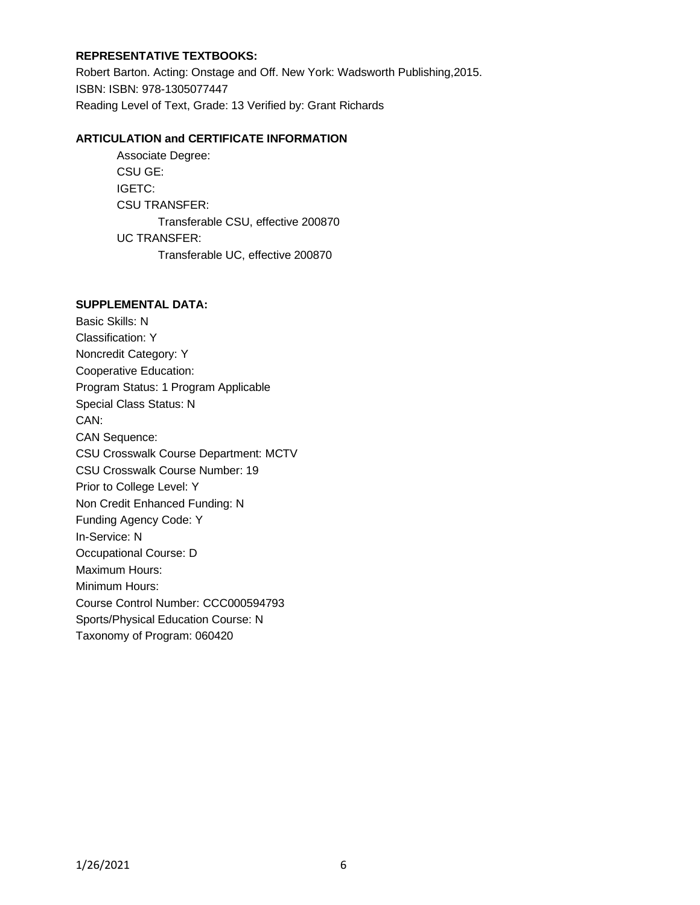**REPRESENTATIVE TEXTBOOKS:**

Robert Barton. Acting: Onstage and Off. New York: Wadsworth Publishing,2015.
ISBN: ISBN: 978-1305077447
Reading Level of Text, Grade: 13 Verified by: Grant Richards

**ARTICULATION and CERTIFICATE INFORMATION**

Associate Degree:
CSU GE:
IGETC:
CSU TRANSFER:
    Transferable CSU, effective 200870
UC TRANSFER:
    Transferable UC, effective 200870

**SUPPLEMENTAL DATA:**

Basic Skills: N
Classification: Y
Noncredit Category: Y
Cooperative Education:
Program Status: 1 Program Applicable
Special Class Status: N
CAN:
CAN Sequence:
CSU Crosswalk Course Department: MCTV
CSU Crosswalk Course Number: 19
Prior to College Level: Y
Non Credit Enhanced Funding: N
Funding Agency Code: Y
In-Service: N
Occupational Course: D
Maximum Hours:
Minimum Hours:
Course Control Number: CCC000594793
Sports/Physical Education Course: N
Taxonomy of Program: 060420